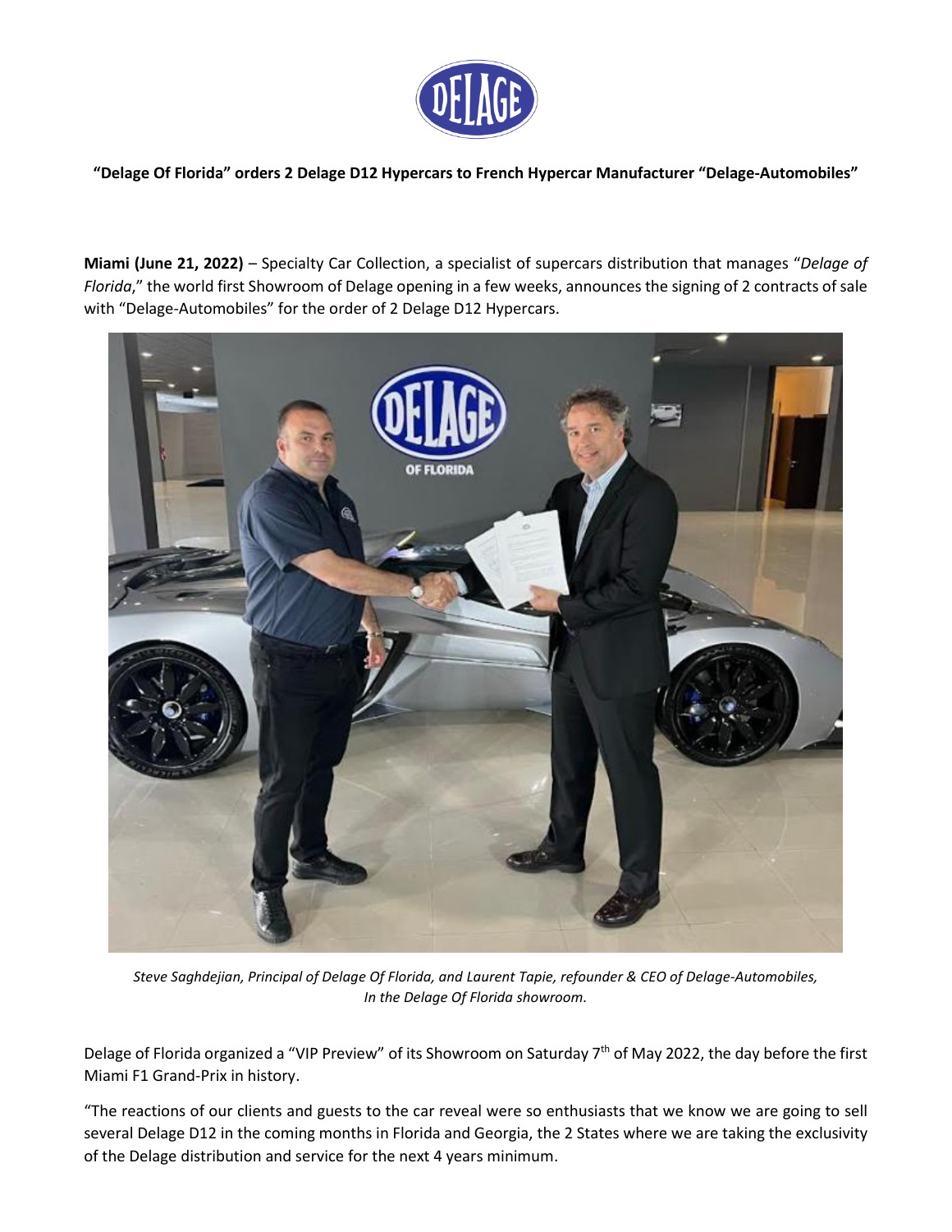**“Delage Of Florida” orders 2 Delage D12 Hypercars to French Hypercar Manufacturer “Delage-Automobiles”**

**Miami (June 21, 2022)** – Specialty Car Collection, a specialist of supercars distribution that manages “*Delage of Florida*,” the world first Showroom of Delage opening in a few weeks, announces the signing of 2 contracts of sale with “Delage-Automobiles” for the order of 2 Delage D12 Hypercars.

*Steve Saghdejian, Principal of Delage Of Florida, and Laurent Tapie, refounder & CEO of Delage-Automobiles, In the Delage Of Florida showroom.*

Delage of Florida organized a “VIP Preview” of its Showroom on Saturday 7th of May 2022, the day before the first Miami F1 Grand-Prix in history.

“The reactions of our clients and guests to the car reveal were so enthusiasts that we know we are going to sell several Delage D12 in the coming months in Florida and Georgia, the 2 States where we are taking the exclusivity of the Delage distribution and service for the next 4 years minimum.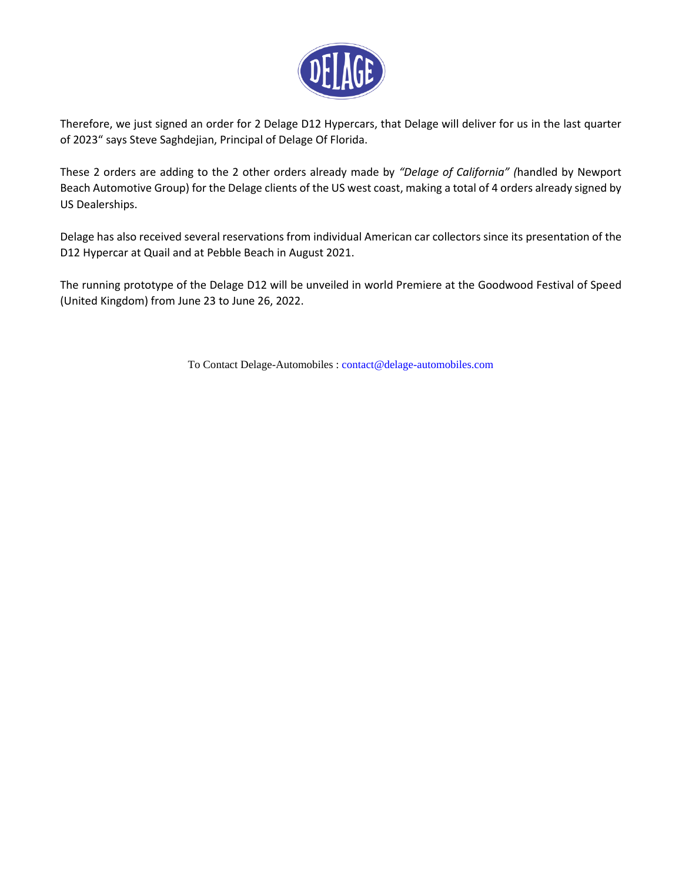Therefore, we just signed an order for 2 Delage D12 Hypercars, that Delage will deliver for us in the last quarter of 2023" says Steve Saghdejian, Principal of Delage Of Florida.

These 2 orders are adding to the 2 other orders already made by *"Delage of California" (*handled by Newport Beach Automotive Group) for the Delage clients of the US west coast, making a total of 4 orders already signed by US Dealerships.

Delage has also received several reservations from individual American car collectors since its presentation of the D12 Hypercar at Quail and at Pebble Beach in August 2021.

The running prototype of the Delage D12 will be unveiled in world Premiere at the Goodwood Festival of Speed (United Kingdom) from June 23 to June 26, 2022.

To Contact Delage-Automobiles : contact@delage-automobiles.com